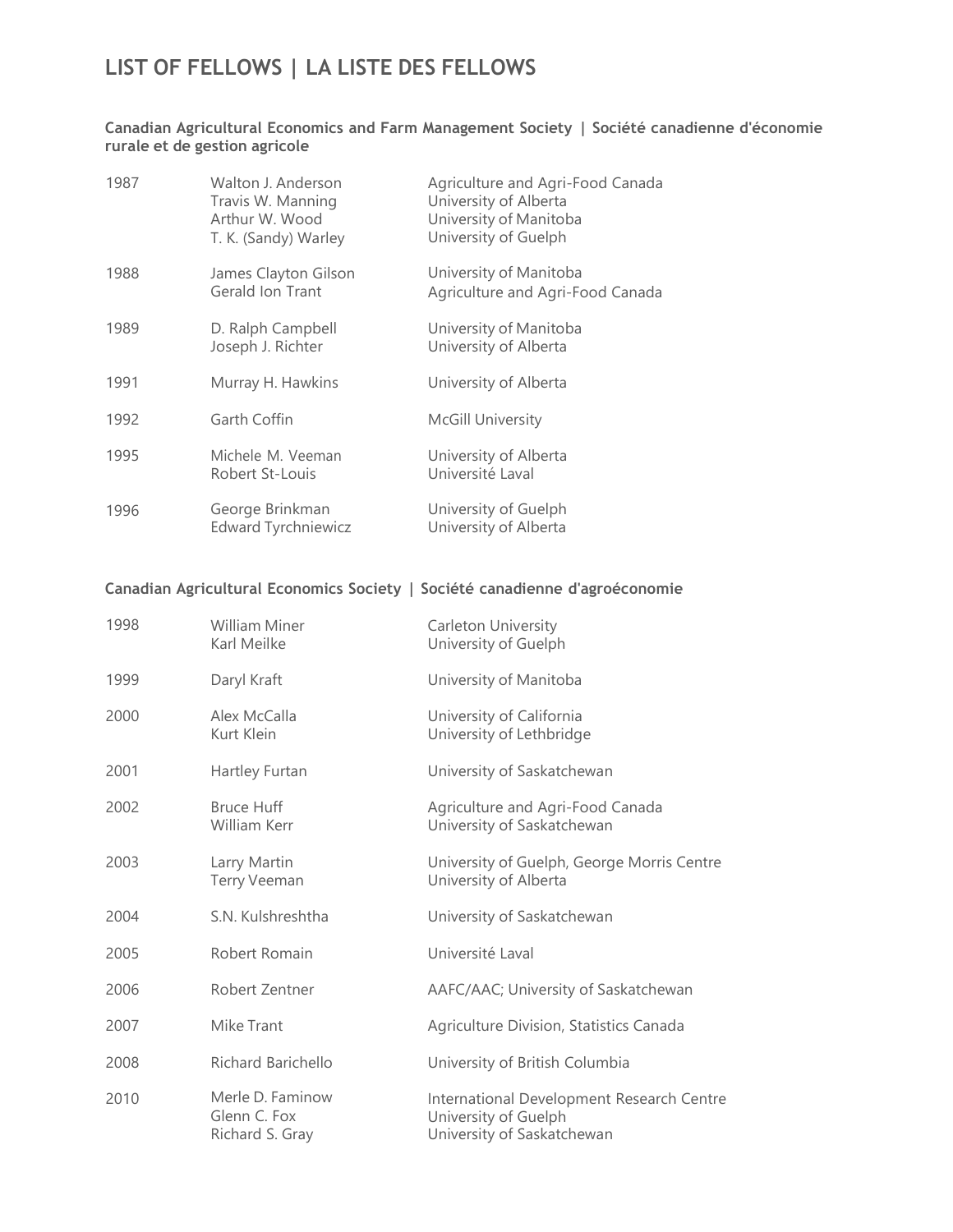# LIST OF FELLOWS | LA LISTE DES FELLOWS

### Canadian Agricultural Economics and Farm Management Society | Société canadienne d'économie rurale et de gestion agricole

| Year | Name | Affiliation |
|---|---|---|
| 1987 | Walton J. Anderson | Agriculture and Agri-Food Canada |
| | Travis W. Manning | University of Alberta |
| | Arthur W. Wood | University of Manitoba |
| | T. K. (Sandy) Warley | University of Guelph |
| 1988 | James Clayton Gilson | University of Manitoba |
| | Gerald Ion Trant | Agriculture and Agri-Food Canada |
| 1989 | D. Ralph Campbell | University of Manitoba |
| | Joseph J. Richter | University of Alberta |
| 1991 | Murray H. Hawkins | University of Alberta |
| 1992 | Garth Coffin | McGill University |
| 1995 | Michele M. Veeman | University of Alberta |
| | Robert St-Louis | Université Laval |
| 1996 | George Brinkman | University of Guelph |
| | Edward Tyrchniewicz | University of Alberta |

### Canadian Agricultural Economics Society | Société canadienne d'agroéconomie

| Year | Name | Affiliation |
|---|---|---|
| 1998 | William Miner | Carleton University |
| | Karl Meilke | University of Guelph |
| 1999 | Daryl Kraft | University of Manitoba |
| 2000 | Alex McCalla | University of California |
| | Kurt Klein | University of Lethbridge |
| 2001 | Hartley Furtan | University of Saskatchewan |
| 2002 | Bruce Huff | Agriculture and Agri-Food Canada |
| | William Kerr | University of Saskatchewan |
| 2003 | Larry Martin | University of Guelph, George Morris Centre |
| | Terry Veeman | University of Alberta |
| 2004 | S.N. Kulshreshtha | University of Saskatchewan |
| 2005 | Robert Romain | Université Laval |
| 2006 | Robert Zentner | AAFC/AAC; University of Saskatchewan |
| 2007 | Mike Trant | Agriculture Division, Statistics Canada |
| 2008 | Richard Barichello | University of British Columbia |
| 2010 | Merle D. Faminow | International Development Research Centre |
| | Glenn C. Fox | University of Guelph |
| | Richard S. Gray | University of Saskatchewan |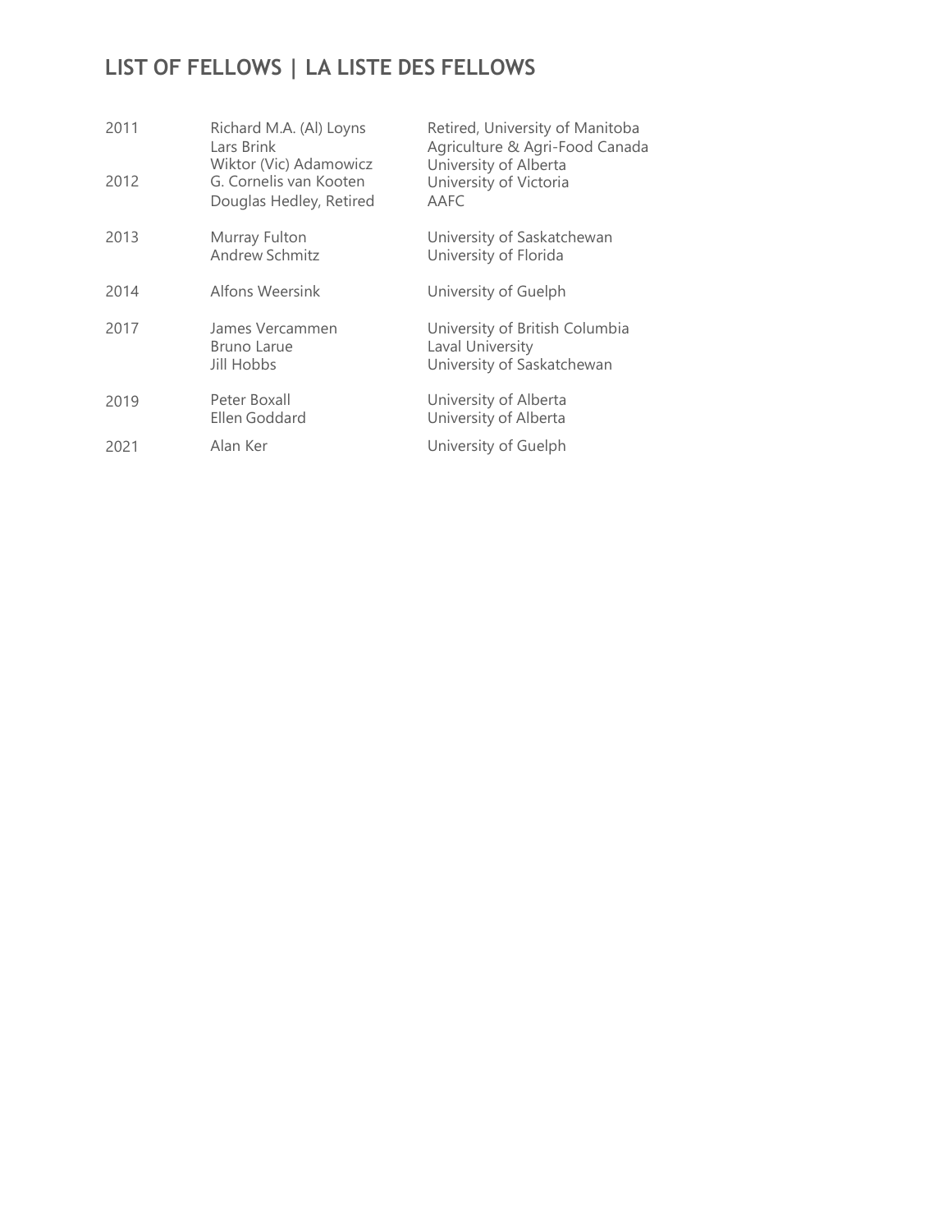# LIST OF FELLOWS | LA LISTE DES FELLOWS

| | | |
|---|---|---|
| 2011 | Richard M.A. (Al) Loyns | Retired, University of Manitoba |
| | Lars Brink | Agriculture & Agri-Food Canada |
| | Wiktor (Vic) Adamowicz | University of Alberta |
| 2012 | G. Cornelis van Kooten | University of Victoria |
| | Douglas Hedley, Retired | AAFC |
| 2013 | Murray Fulton | University of Saskatchewan |
| | Andrew Schmitz | University of Florida |
| 2014 | Alfons Weersink | University of Guelph |
| 2017 | James Vercammen | University of British Columbia |
| | Bruno Larue | Laval University |
| | Jill Hobbs | University of Saskatchewan |
| 2019 | Peter Boxall | University of Alberta |
| | Ellen Goddard | University of Alberta |
| 2021 | Alan Ker | University of Guelph |